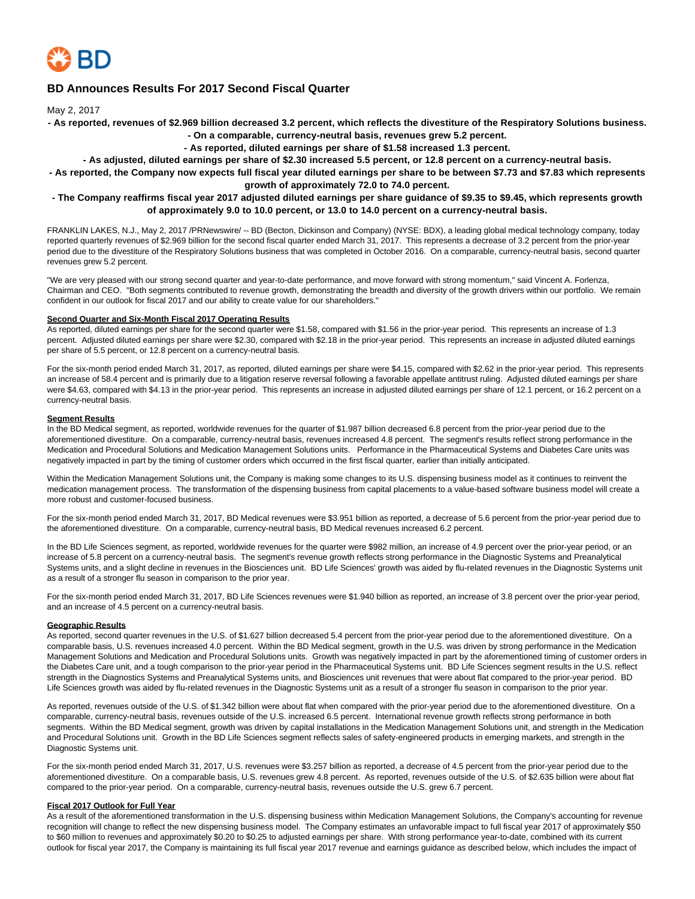# BD Announces Results For 2017 Second Fiscal Quarter

May 2, 2017

**- As reported, revenues of $2.969 billion decreased 3.2 percent, which reflects the divestiture of the Respiratory Solutions business.**

**- On a comparable, currency-neutral basis, revenues grew 5.2 percent.**

**- As reported, diluted earnings per share of $1.58 increased 1.3 percent.**

**- As adjusted, diluted earnings per share of $2.30 increased 5.5 percent, or 12.8 percent on a currency-neutral basis.**

**- As reported, the Company now expects full fiscal year diluted earnings per share to be between $7.73 and $7.83 which represents growth of approximately 72.0 to 74.0 percent.**

**- The Company reaffirms fiscal year 2017 adjusted diluted earnings per share guidance of $9.35 to $9.45, which represents growth of approximately 9.0 to 10.0 percent, or 13.0 to 14.0 percent on a currency-neutral basis.**

FRANKLIN LAKES, N.J., May 2, 2017 /PRNewswire/ -- BD (Becton, Dickinson and Company) (NYSE: BDX), a leading global medical technology company, today reported quarterly revenues of $2.969 billion for the second fiscal quarter ended March 31, 2017. This represents a decrease of 3.2 percent from the prior-year period due to the divestiture of the Respiratory Solutions business that was completed in October 2016. On a comparable, currency-neutral basis, second quarter revenues grew 5.2 percent.

"We are very pleased with our strong second quarter and year-to-date performance, and move forward with strong momentum," said Vincent A. Forlenza, Chairman and CEO. "Both segments contributed to revenue growth, demonstrating the breadth and diversity of the growth drivers within our portfolio. We remain confident in our outlook for fiscal 2017 and our ability to create value for our shareholders."

**Second Quarter and Six-Month Fiscal 2017 Operating Results**

As reported, diluted earnings per share for the second quarter were $1.58, compared with $1.56 in the prior-year period. This represents an increase of 1.3 percent. Adjusted diluted earnings per share were $2.30, compared with $2.18 in the prior-year period. This represents an increase in adjusted diluted earnings per share of 5.5 percent, or 12.8 percent on a currency-neutral basis.

For the six-month period ended March 31, 2017, as reported, diluted earnings per share were $4.15, compared with $2.62 in the prior-year period. This represents an increase of 58.4 percent and is primarily due to a litigation reserve reversal following a favorable appellate antitrust ruling. Adjusted diluted earnings per share were $4.63, compared with $4.13 in the prior-year period. This represents an increase in adjusted diluted earnings per share of 12.1 percent, or 16.2 percent on a currency-neutral basis.

**Segment Results**

In the BD Medical segment, as reported, worldwide revenues for the quarter of $1.987 billion decreased 6.8 percent from the prior-year period due to the aforementioned divestiture. On a comparable, currency-neutral basis, revenues increased 4.8 percent. The segment's results reflect strong performance in the Medication and Procedural Solutions and Medication Management Solutions units. Performance in the Pharmaceutical Systems and Diabetes Care units was negatively impacted in part by the timing of customer orders which occurred in the first fiscal quarter, earlier than initially anticipated.

Within the Medication Management Solutions unit, the Company is making some changes to its U.S. dispensing business model as it continues to reinvent the medication management process. The transformation of the dispensing business from capital placements to a value-based software business model will create a more robust and customer-focused business.

For the six-month period ended March 31, 2017, BD Medical revenues were $3.951 billion as reported, a decrease of 5.6 percent from the prior-year period due to the aforementioned divestiture. On a comparable, currency-neutral basis, BD Medical revenues increased 6.2 percent.

In the BD Life Sciences segment, as reported, worldwide revenues for the quarter were $982 million, an increase of 4.9 percent over the prior-year period, or an increase of 5.8 percent on a currency-neutral basis. The segment's revenue growth reflects strong performance in the Diagnostic Systems and Preanalytical Systems units, and a slight decline in revenues in the Biosciences unit. BD Life Sciences' growth was aided by flu-related revenues in the Diagnostic Systems unit as a result of a stronger flu season in comparison to the prior year.

For the six-month period ended March 31, 2017, BD Life Sciences revenues were $1.940 billion as reported, an increase of 3.8 percent over the prior-year period, and an increase of 4.5 percent on a currency-neutral basis.

**Geographic Results**

As reported, second quarter revenues in the U.S. of $1.627 billion decreased 5.4 percent from the prior-year period due to the aforementioned divestiture. On a comparable basis, U.S. revenues increased 4.0 percent. Within the BD Medical segment, growth in the U.S. was driven by strong performance in the Medication Management Solutions and Medication and Procedural Solutions units. Growth was negatively impacted in part by the aforementioned timing of customer orders in the Diabetes Care unit, and a tough comparison to the prior-year period in the Pharmaceutical Systems unit. BD Life Sciences segment results in the U.S. reflect strength in the Diagnostics Systems and Preanalytical Systems units, and Biosciences unit revenues that were about flat compared to the prior-year period. BD Life Sciences growth was aided by flu-related revenues in the Diagnostic Systems unit as a result of a stronger flu season in comparison to the prior year.

As reported, revenues outside of the U.S. of $1.342 billion were about flat when compared with the prior-year period due to the aforementioned divestiture. On a comparable, currency-neutral basis, revenues outside of the U.S. increased 6.5 percent. International revenue growth reflects strong performance in both segments. Within the BD Medical segment, growth was driven by capital installations in the Medication Management Solutions unit, and strength in the Medication and Procedural Solutions unit. Growth in the BD Life Sciences segment reflects sales of safety-engineered products in emerging markets, and strength in the Diagnostic Systems unit.

For the six-month period ended March 31, 2017, U.S. revenues were $3.257 billion as reported, a decrease of 4.5 percent from the prior-year period due to the aforementioned divestiture. On a comparable basis, U.S. revenues grew 4.8 percent. As reported, revenues outside of the U.S. of $2.635 billion were about flat compared to the prior-year period. On a comparable, currency-neutral basis, revenues outside the U.S. grew 6.7 percent.

**Fiscal 2017 Outlook for Full Year**

As a result of the aforementioned transformation in the U.S. dispensing business within Medication Management Solutions, the Company's accounting for revenue recognition will change to reflect the new dispensing business model. The Company estimates an unfavorable impact to full fiscal year 2017 of approximately $50 to $60 million to revenues and approximately $0.20 to $0.25 to adjusted earnings per share. With strong performance year-to-date, combined with its current outlook for fiscal year 2017, the Company is maintaining its full fiscal year 2017 revenue and earnings guidance as described below, which includes the impact of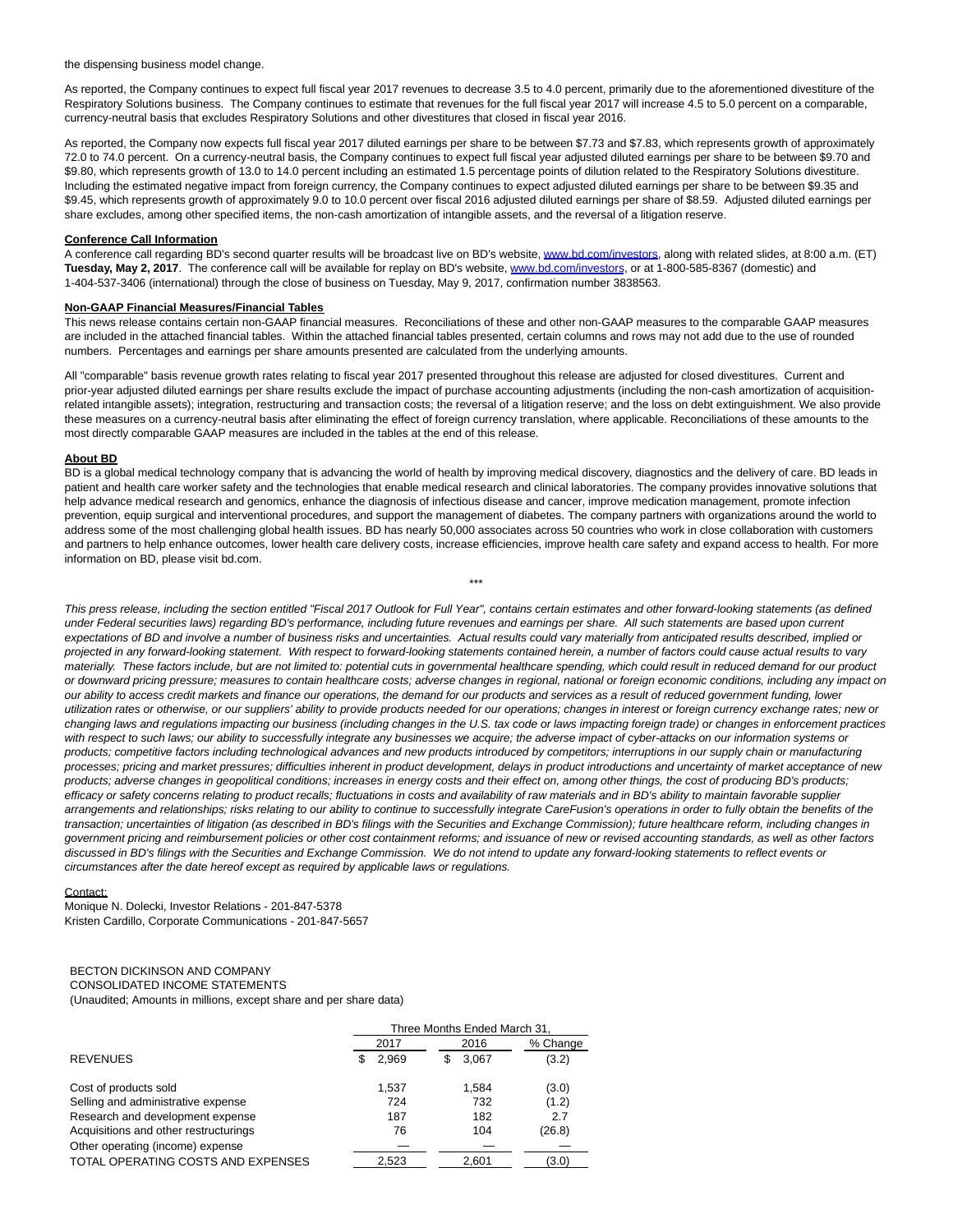the dispensing business model change.

As reported, the Company continues to expect full fiscal year 2017 revenues to decrease 3.5 to 4.0 percent, primarily due to the aforementioned divestiture of the Respiratory Solutions business. The Company continues to estimate that revenues for the full fiscal year 2017 will increase 4.5 to 5.0 percent on a comparable, currency-neutral basis that excludes Respiratory Solutions and other divestitures that closed in fiscal year 2016.

As reported, the Company now expects full fiscal year 2017 diluted earnings per share to be between $7.73 and $7.83, which represents growth of approximately 72.0 to 74.0 percent. On a currency-neutral basis, the Company continues to expect full fiscal year adjusted diluted earnings per share to be between $9.70 and $9.80, which represents growth of 13.0 to 14.0 percent including an estimated 1.5 percentage points of dilution related to the Respiratory Solutions divestiture. Including the estimated negative impact from foreign currency, the Company continues to expect adjusted diluted earnings per share to be between $9.35 and $9.45, which represents growth of approximately 9.0 to 10.0 percent over fiscal 2016 adjusted diluted earnings per share of $8.59. Adjusted diluted earnings per share excludes, among other specified items, the non-cash amortization of intangible assets, and the reversal of a litigation reserve.

**Conference Call Information**

A conference call regarding BD's second quarter results will be broadcast live on BD's website, www.bd.com/investors, along with related slides, at 8:00 a.m. (ET) **Tuesday, May 2, 2017**. The conference call will be available for replay on BD's website, www.bd.com/investors, or at 1-800-585-8367 (domestic) and 1-404-537-3406 (international) through the close of business on Tuesday, May 9, 2017, confirmation number 3838563.

**Non-GAAP Financial Measures/Financial Tables**

This news release contains certain non-GAAP financial measures. Reconciliations of these and other non-GAAP measures to the comparable GAAP measures are included in the attached financial tables. Within the attached financial tables presented, certain columns and rows may not add due to the use of rounded numbers. Percentages and earnings per share amounts presented are calculated from the underlying amounts.

All "comparable" basis revenue growth rates relating to fiscal year 2017 presented throughout this release are adjusted for closed divestitures. Current and prior-year adjusted diluted earnings per share results exclude the impact of purchase accounting adjustments (including the non-cash amortization of acquisition-related intangible assets); integration, restructuring and transaction costs; the reversal of a litigation reserve; and the loss on debt extinguishment. We also provide these measures on a currency-neutral basis after eliminating the effect of foreign currency translation, where applicable. Reconciliations of these amounts to the most directly comparable GAAP measures are included in the tables at the end of this release.

**About BD**

BD is a global medical technology company that is advancing the world of health by improving medical discovery, diagnostics and the delivery of care. BD leads in patient and health care worker safety and the technologies that enable medical research and clinical laboratories. The company provides innovative solutions that help advance medical research and genomics, enhance the diagnosis of infectious disease and cancer, improve medication management, promote infection prevention, equip surgical and interventional procedures, and support the management of diabetes. The company partners with organizations around the world to address some of the most challenging global health issues. BD has nearly 50,000 associates across 50 countries who work in close collaboration with customers and partners to help enhance outcomes, lower health care delivery costs, increase efficiencies, improve health care safety and expand access to health. For more information on BD, please visit bd.com.

***

*This press release, including the section entitled "Fiscal 2017 Outlook for Full Year", contains certain estimates and other forward-looking statements (as defined under Federal securities laws) regarding BD's performance, including future revenues and earnings per share. All such statements are based upon current expectations of BD and involve a number of business risks and uncertainties. Actual results could vary materially from anticipated results described, implied or projected in any forward-looking statement. With respect to forward-looking statements contained herein, a number of factors could cause actual results to vary materially. These factors include, but are not limited to: potential cuts in governmental healthcare spending, which could result in reduced demand for our product or downward pricing pressure; measures to contain healthcare costs; adverse changes in regional, national or foreign economic conditions, including any impact on our ability to access credit markets and finance our operations, the demand for our products and services as a result of reduced government funding, lower utilization rates or otherwise, or our suppliers' ability to provide products needed for our operations; changes in interest or foreign currency exchange rates; new or changing laws and regulations impacting our business (including changes in the U.S. tax code or laws impacting foreign trade) or changes in enforcement practices with respect to such laws; our ability to successfully integrate any businesses we acquire; the adverse impact of cyber-attacks on our information systems or products; competitive factors including technological advances and new products introduced by competitors; interruptions in our supply chain or manufacturing processes; pricing and market pressures; difficulties inherent in product development, delays in product introductions and uncertainty of market acceptance of new products; adverse changes in geopolitical conditions; increases in energy costs and their effect on, among other things, the cost of producing BD's products; efficacy or safety concerns relating to product recalls; fluctuations in costs and availability of raw materials and in BD's ability to maintain favorable supplier arrangements and relationships; risks relating to our ability to continue to successfully integrate CareFusion's operations in order to fully obtain the benefits of the transaction; uncertainties of litigation (as described in BD's filings with the Securities and Exchange Commission); future healthcare reform, including changes in government pricing and reimbursement policies or other cost containment reforms; and issuance of new or revised accounting standards, as well as other factors discussed in BD's filings with the Securities and Exchange Commission. We do not intend to update any forward-looking statements to reflect events or circumstances after the date hereof except as required by applicable laws or regulations.*

Contact:

Monique N. Dolecki, Investor Relations - 201-847-5378
Kristen Cardillo, Corporate Communications - 201-847-5657

BECTON DICKINSON AND COMPANY
CONSOLIDATED INCOME STATEMENTS
(Unaudited; Amounts in millions, except share and per share data)

| | Three Months Ended March 31, | | |
|---|---|---|---|
| | 2017 | 2016 | % Change |
| REVENUES | $ 2,969 | $ 3,067 | (3.2) |
| | | | |
| Cost of products sold | 1,537 | 1,584 | (3.0) |
| Selling and administrative expense | 724 | 732 | (1.2) |
| Research and development expense | 187 | 182 | 2.7 |
| Acquisitions and other restructurings | 76 | 104 | (26.8) |
| Other operating (income) expense | — | — | — |
| TOTAL OPERATING COSTS AND EXPENSES | 2,523 | 2,601 | (3.0) |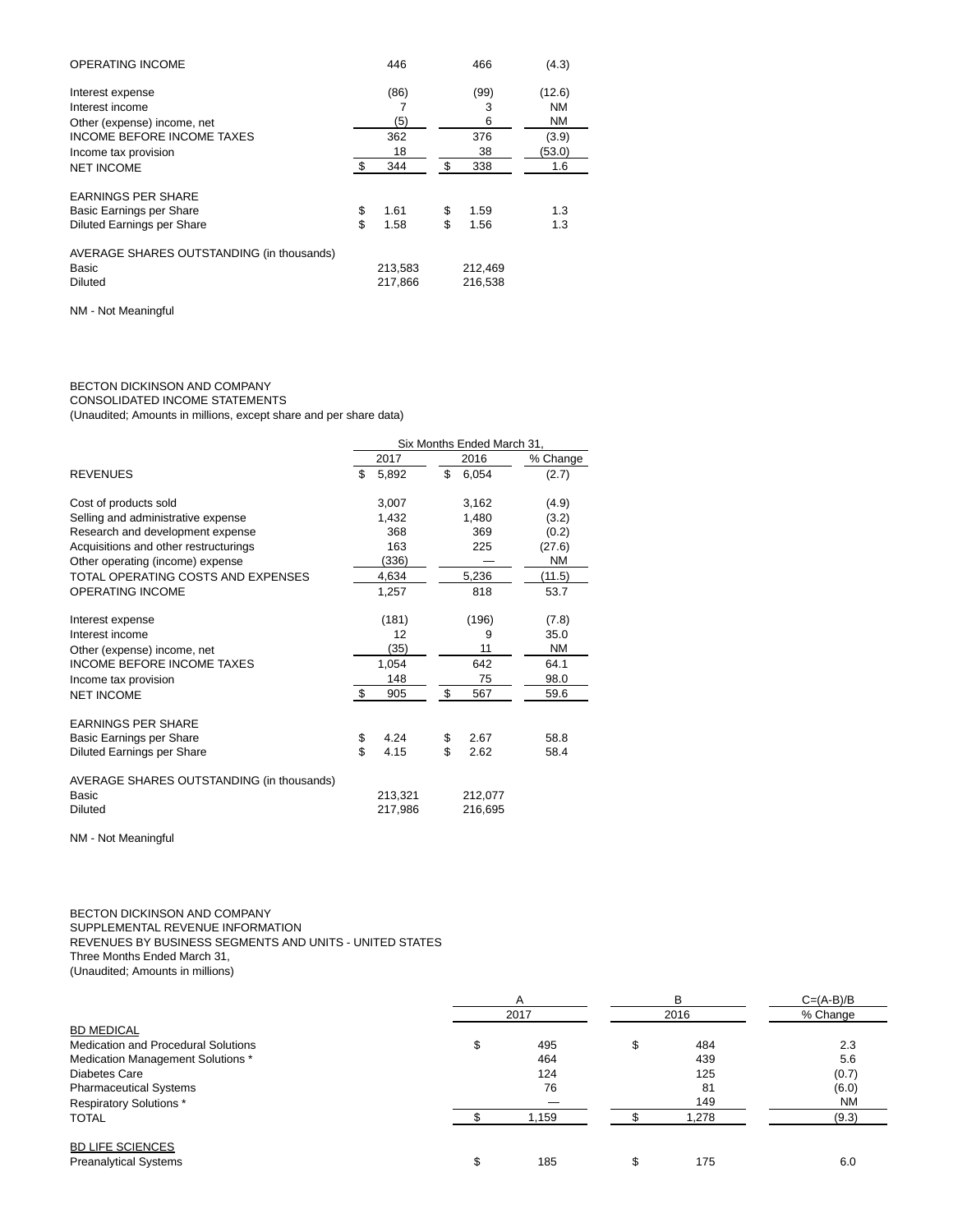| | | | |
|---|---|---|---|
| OPERATING INCOME | 446 | 466 | (4.3) |
| Interest expense | (86) | (99) | (12.6) |
| Interest income | 7 | 3 | NM |
| Other (expense) income, net | (5) | 6 | NM |
| INCOME BEFORE INCOME TAXES | 362 | 376 | (3.9) |
| Income tax provision | 18 | 38 | (53.0) |
| NET INCOME | $ 344 | $ 338 | 1.6 |
| EARNINGS PER SHARE | | | |
| Basic Earnings per Share | $ 1.61 | $ 1.59 | 1.3 |
| Diluted Earnings per Share | $ 1.58 | $ 1.56 | 1.3 |
| AVERAGE SHARES OUTSTANDING (in thousands) | | | |
| Basic | 213,583 | 212,469 | |
| Diluted | 217,866 | 216,538 | |

NM - Not Meaningful

BECTON DICKINSON AND COMPANY
CONSOLIDATED INCOME STATEMENTS
(Unaudited; Amounts in millions, except share and per share data)

| | Six Months Ended March 31, | | |
|---|---|---|---|
| | 2017 | 2016 | % Change |
| REVENUES | $ 5,892 | $ 6,054 | (2.7) |
| Cost of products sold | 3,007 | 3,162 | (4.9) |
| Selling and administrative expense | 1,432 | 1,480 | (3.2) |
| Research and development expense | 368 | 369 | (0.2) |
| Acquisitions and other restructurings | 163 | 225 | (27.6) |
| Other operating (income) expense | (336) | — | NM |
| TOTAL OPERATING COSTS AND EXPENSES | 4,634 | 5,236 | (11.5) |
| OPERATING INCOME | 1,257 | 818 | 53.7 |
| Interest expense | (181) | (196) | (7.8) |
| Interest income | 12 | 9 | 35.0 |
| Other (expense) income, net | (35) | 11 | NM |
| INCOME BEFORE INCOME TAXES | 1,054 | 642 | 64.1 |
| Income tax provision | 148 | 75 | 98.0 |
| NET INCOME | $ 905 | $ 567 | 59.6 |
| EARNINGS PER SHARE | | | |
| Basic Earnings per Share | $ 4.24 | $ 2.67 | 58.8 |
| Diluted Earnings per Share | $ 4.15 | $ 2.62 | 58.4 |
| AVERAGE SHARES OUTSTANDING (in thousands) | | | |
| Basic | 213,321 | 212,077 | |
| Diluted | 217,986 | 216,695 | |

NM - Not Meaningful

BECTON DICKINSON AND COMPANY
SUPPLEMENTAL REVENUE INFORMATION
REVENUES BY BUSINESS SEGMENTS AND UNITS - UNITED STATES
Three Months Ended March 31,
(Unaudited; Amounts in millions)

| | A | B | C=(A-B)/B |
|---|---|---|---|
| | 2017 | 2016 | % Change |
| BD MEDICAL | | | |
| Medication and Procedural Solutions | $ 495 | $ 484 | 2.3 |
| Medication Management Solutions * | 464 | 439 | 5.6 |
| Diabetes Care | 124 | 125 | (0.7) |
| Pharmaceutical Systems | 76 | 81 | (6.0) |
| Respiratory Solutions * | — | 149 | NM |
| TOTAL | $ 1,159 | $ 1,278 | (9.3) |
| BD LIFE SCIENCES | | | |
| Preanalytical Systems | $ 185 | $ 175 | 6.0 |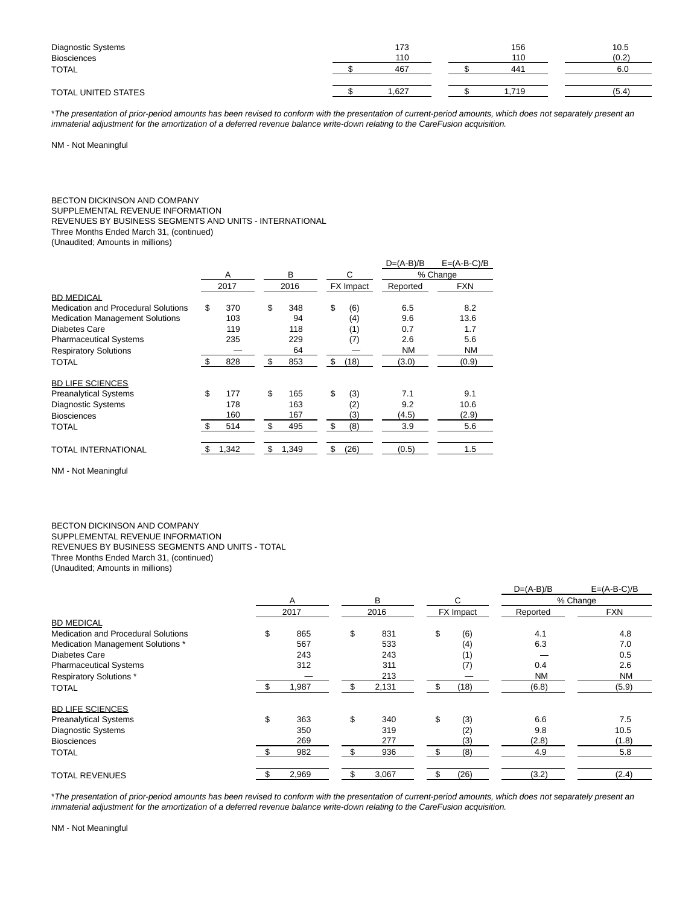| | | | |
|---|---|---|---|
| Diagnostic Systems | 173 | 156 | 10.5 |
| Biosciences | 110 | 110 | (0.2) |
| TOTAL | $ 467 | $ 441 | 6.0 |
| TOTAL UNITED STATES | $ 1,627 | $ 1,719 | (5.4) |

**The presentation of prior-period amounts has been revised to conform with the presentation of current-period amounts, which does not separately present an immaterial adjustment for the amortization of a deferred revenue balance write-down relating to the CareFusion acquisition.*

NM - Not Meaningful

BECTON DICKINSON AND COMPANY
SUPPLEMENTAL REVENUE INFORMATION
REVENUES BY BUSINESS SEGMENTS AND UNITS - INTERNATIONAL
Three Months Ended March 31, (continued)
(Unaudited; Amounts in millions)

| | A | B | C | D=(A-B)/B | E=(A-B-C)/B |
|---|---|---|---|---|---|
| | | | | % Change | |
| | 2017 | 2016 | FX Impact | Reported | FXN |
| BD MEDICAL | | | | | |
| Medication and Procedural Solutions | $ 370 | $ 348 | $ (6) | 6.5 | 8.2 |
| Medication Management Solutions | 103 | 94 | (4) | 9.6 | 13.6 |
| Diabetes Care | 119 | 118 | (1) | 0.7 | 1.7 |
| Pharmaceutical Systems | 235 | 229 | (7) | 2.6 | 5.6 |
| Respiratory Solutions | — | 64 | — | NM | NM |
| TOTAL | $ 828 | $ 853 | $ (18) | (3.0) | (0.9) |
| BD LIFE SCIENCES | | | | | |
| Preanalytical Systems | $ 177 | $ 165 | $ (3) | 7.1 | 9.1 |
| Diagnostic Systems | 178 | 163 | (2) | 9.2 | 10.6 |
| Biosciences | 160 | 167 | (3) | (4.5) | (2.9) |
| TOTAL | $ 514 | $ 495 | $ (8) | 3.9 | 5.6 |
| TOTAL INTERNATIONAL | $ 1,342 | $ 1,349 | $ (26) | (0.5) | 1.5 |

NM - Not Meaningful

BECTON DICKINSON AND COMPANY
SUPPLEMENTAL REVENUE INFORMATION
REVENUES BY BUSINESS SEGMENTS AND UNITS - TOTAL
Three Months Ended March 31, (continued)
(Unaudited; Amounts in millions)

| | A | B | C | D=(A-B)/B | E=(A-B-C)/B |
|---|---|---|---|---|---|
| | | | | % Change | |
| | 2017 | 2016 | FX Impact | Reported | FXN |
| BD MEDICAL | | | | | |
| Medication and Procedural Solutions | $ 865 | $ 831 | $ (6) | 4.1 | 4.8 |
| Medication Management Solutions * | 567 | 533 | (4) | 6.3 | 7.0 |
| Diabetes Care | 243 | 243 | (1) | — | 0.5 |
| Pharmaceutical Systems | 312 | 311 | (7) | 0.4 | 2.6 |
| Respiratory Solutions * | — | 213 | — | NM | NM |
| TOTAL | $ 1,987 | $ 2,131 | $ (18) | (6.8) | (5.9) |
| BD LIFE SCIENCES | | | | | |
| Preanalytical Systems | $ 363 | $ 340 | $ (3) | 6.6 | 7.5 |
| Diagnostic Systems | 350 | 319 | (2) | 9.8 | 10.5 |
| Biosciences | 269 | 277 | (3) | (2.8) | (1.8) |
| TOTAL | $ 982 | $ 936 | $ (8) | 4.9 | 5.8 |
| TOTAL REVENUES | $ 2,969 | $ 3,067 | $ (26) | (3.2) | (2.4) |

**The presentation of prior-period amounts has been revised to conform with the presentation of current-period amounts, which does not separately present an immaterial adjustment for the amortization of a deferred revenue balance write-down relating to the CareFusion acquisition.*

NM - Not Meaningful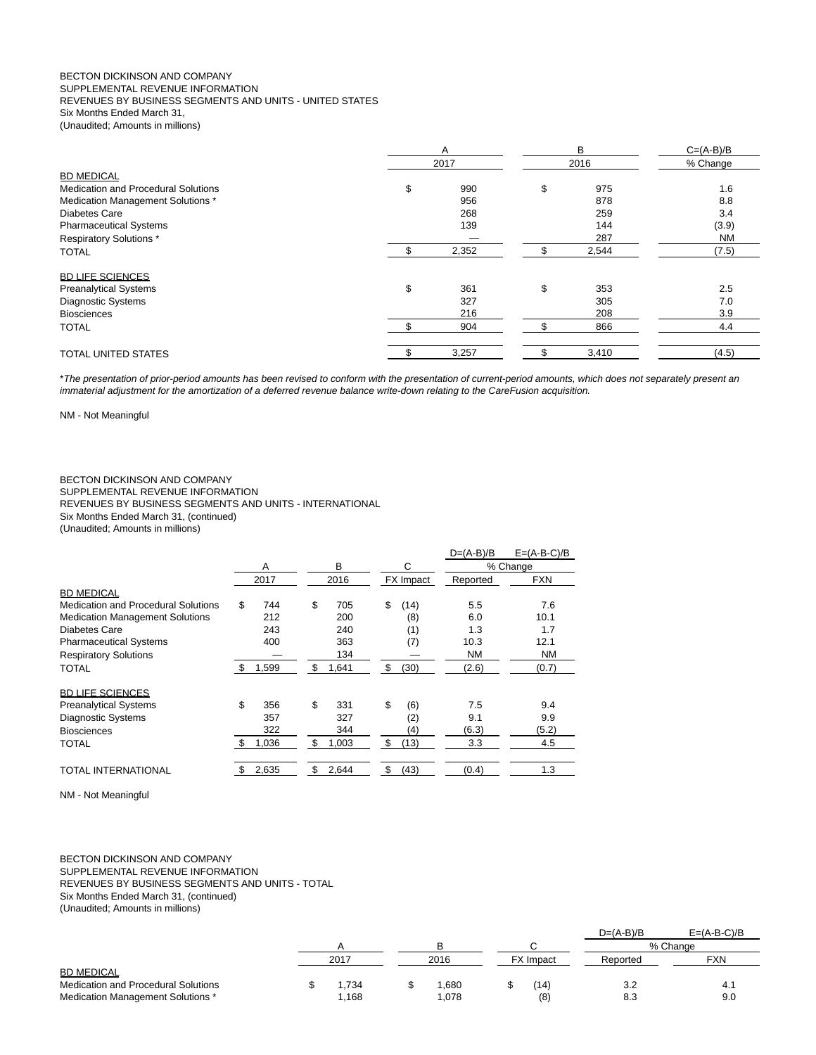BECTON DICKINSON AND COMPANY
SUPPLEMENTAL REVENUE INFORMATION
REVENUES BY BUSINESS SEGMENTS AND UNITS - UNITED STATES
Six Months Ended March 31,
(Unaudited; Amounts in millions)

| | A | B | C=(A-B)/B |
|---|---|---|---|
| | 2017 | 2016 | % Change |
| BD MEDICAL | | | |
| Medication and Procedural Solutions | $ 990 | $ 975 | 1.6 |
| Medication Management Solutions * | 956 | 878 | 8.8 |
| Diabetes Care | 268 | 259 | 3.4 |
| Pharmaceutical Systems | 139 | 144 | (3.9) |
| Respiratory Solutions * | — | 287 | NM |
| TOTAL | $ 2,352 | $ 2,544 | (7.5) |
| | | | |
| BD LIFE SCIENCES | | | |
| Preanalytical Systems | $ 361 | $ 353 | 2.5 |
| Diagnostic Systems | 327 | 305 | 7.0 |
| Biosciences | 216 | 208 | 3.9 |
| TOTAL | $ 904 | $ 866 | 4.4 |
| | | | |
| TOTAL UNITED STATES | $ 3,257 | $ 3,410 | (4.5) |

**The presentation of prior-period amounts has been revised to conform with the presentation of current-period amounts, which does not separately present an immaterial adjustment for the amortization of a deferred revenue balance write-down relating to the CareFusion acquisition.*

NM - Not Meaningful

BECTON DICKINSON AND COMPANY
SUPPLEMENTAL REVENUE INFORMATION
REVENUES BY BUSINESS SEGMENTS AND UNITS - INTERNATIONAL
Six Months Ended March 31, (continued)
(Unaudited; Amounts in millions)

| | A | B | C | D=(A-B)/B | E=(A-B-C)/B |
|---|---|---|---|---|---|
| | | | | % Change | |
| | 2017 | 2016 | FX Impact | Reported | FXN |
| BD MEDICAL | | | | | |
| Medication and Procedural Solutions | $ 744 | $ 705 | $ (14) | 5.5 | 7.6 |
| Medication Management Solutions | 212 | 200 | (8) | 6.0 | 10.1 |
| Diabetes Care | 243 | 240 | (1) | 1.3 | 1.7 |
| Pharmaceutical Systems | 400 | 363 | (7) | 10.3 | 12.1 |
| Respiratory Solutions | — | 134 | — | NM | NM |
| TOTAL | $ 1,599 | $ 1,641 | $ (30) | (2.6) | (0.7) |
| | | | | | |
| BD LIFE SCIENCES | | | | | |
| Preanalytical Systems | $ 356 | $ 331 | $ (6) | 7.5 | 9.4 |
| Diagnostic Systems | 357 | 327 | (2) | 9.1 | 9.9 |
| Biosciences | 322 | 344 | (4) | (6.3) | (5.2) |
| TOTAL | $ 1,036 | $ 1,003 | $ (13) | 3.3 | 4.5 |
| | | | | | |
| TOTAL INTERNATIONAL | $ 2,635 | $ 2,644 | $ (43) | (0.4) | 1.3 |

NM - Not Meaningful

BECTON DICKINSON AND COMPANY
SUPPLEMENTAL REVENUE INFORMATION
REVENUES BY BUSINESS SEGMENTS AND UNITS - TOTAL
Six Months Ended March 31, (continued)
(Unaudited; Amounts in millions)

| | A | B | C | D=(A-B)/B | E=(A-B-C)/B |
|---|---|---|---|---|---|
| | | | | % Change | |
| | 2017 | 2016 | FX Impact | Reported | FXN |
| BD MEDICAL | | | | | |
| Medication and Procedural Solutions | $ 1,734 | $ 1,680 | $ (14) | 3.2 | 4.1 |
| Medication Management Solutions * | 1,168 | 1,078 | (8) | 8.3 | 9.0 |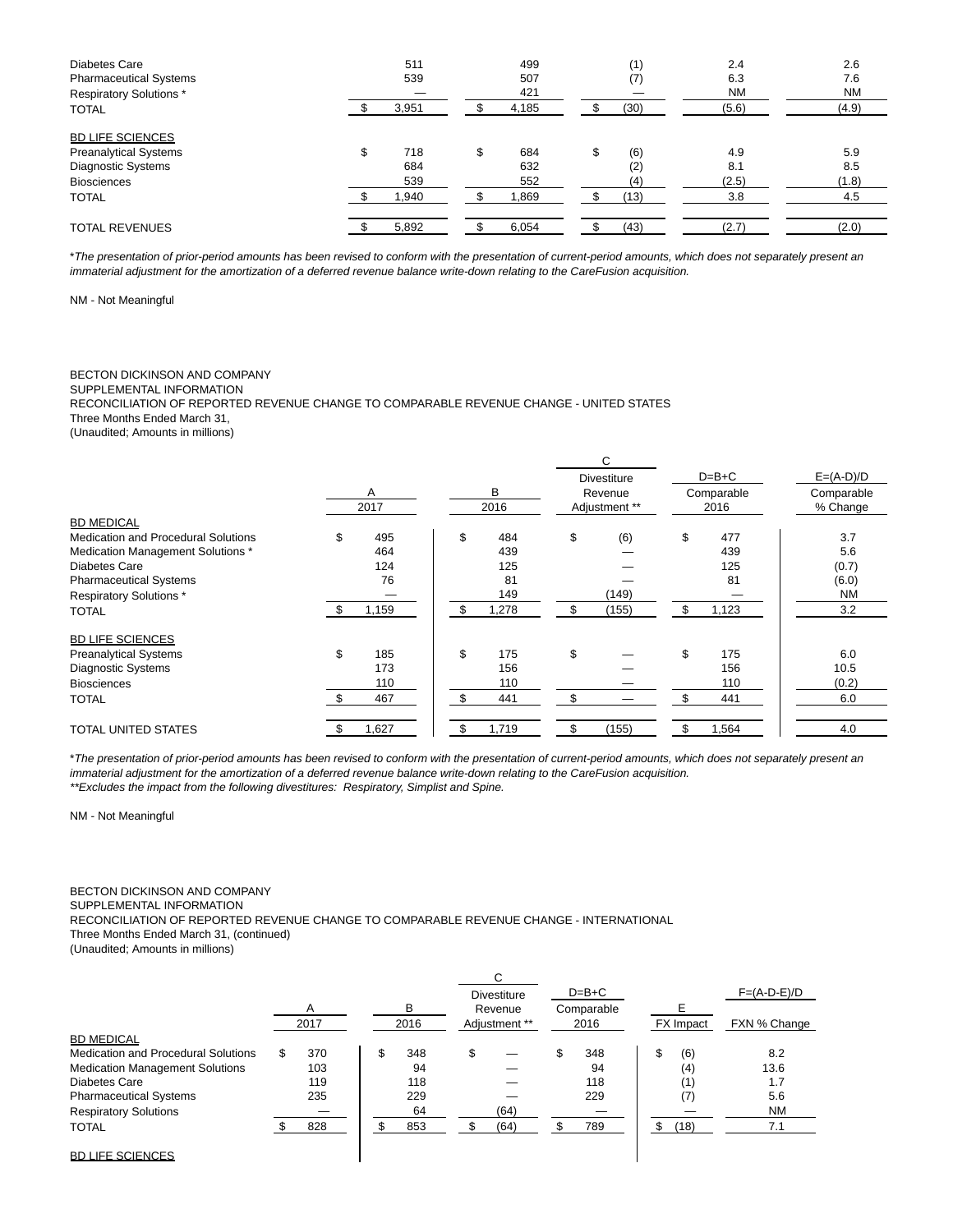| | | | | | |
|---|---|---|---|---|---|
| Diabetes Care | 511 | 499 | (1) | 2.4 | 2.6 |
| Pharmaceutical Systems | 539 | 507 | (7) | 6.3 | 7.6 |
| Respiratory Solutions * | — | 421 | — | NM | NM |
| TOTAL | $ 3,951 | $ 4,185 | $ (30) | (5.6) | (4.9) |
| | | | | | |
| BD LIFE SCIENCES | | | | | |
| Preanalytical Systems | $ 718 | $ 684 | $ (6) | 4.9 | 5.9 |
| Diagnostic Systems | 684 | 632 | (2) | 8.1 | 8.5 |
| Biosciences | 539 | 552 | (4) | (2.5) | (1.8) |
| TOTAL | $ 1,940 | $ 1,869 | $ (13) | 3.8 | 4.5 |
| | | | | | |
| TOTAL REVENUES | $ 5,892 | $ 6,054 | $ (43) | (2.7) | (2.0) |

**The presentation of prior-period amounts has been revised to conform with the presentation of current-period amounts, which does not separately present an immaterial adjustment for the amortization of a deferred revenue balance write-down relating to the CareFusion acquisition.*

NM - Not Meaningful

BECTON DICKINSON AND COMPANY
SUPPLEMENTAL INFORMATION
RECONCILIATION OF REPORTED REVENUE CHANGE TO COMPARABLE REVENUE CHANGE - UNITED STATES
Three Months Ended March 31,
(Unaudited; Amounts in millions)

| | A<br>2017 | B<br>2016 | C<br>Divestiture Revenue Adjustment ** | D=B+C<br>Comparable 2016 | E=(A-D)/D<br>Comparable % Change |
|---|---|---|---|---|---|
| BD MEDICAL | | | | | |
| Medication and Procedural Solutions | $ 495 | $ 484 | $ (6) | $ 477 | 3.7 |
| Medication Management Solutions * | 464 | 439 | — | 439 | 5.6 |
| Diabetes Care | 124 | 125 | — | 125 | (0.7) |
| Pharmaceutical Systems | 76 | 81 | — | 81 | (6.0) |
| Respiratory Solutions * | — | 149 | (149) | — | NM |
| TOTAL | $ 1,159 | $ 1,278 | $ (155) | $ 1,123 | 3.2 |
| | | | | | |
| BD LIFE SCIENCES | | | | | |
| Preanalytical Systems | $ 185 | $ 175 | $ — | $ 175 | 6.0 |
| Diagnostic Systems | 173 | 156 | — | 156 | 10.5 |
| Biosciences | 110 | 110 | — | 110 | (0.2) |
| TOTAL | $ 467 | $ 441 | $ — | $ 441 | 6.0 |
| | | | | | |
| TOTAL UNITED STATES | $ 1,627 | $ 1,719 | $ (155) | $ 1,564 | 4.0 |

**The presentation of prior-period amounts has been revised to conform with the presentation of current-period amounts, which does not separately present an immaterial adjustment for the amortization of a deferred revenue balance write-down relating to the CareFusion acquisition.*
***Excludes the impact from the following divestitures: Respiratory, Simplist and Spine.*

NM - Not Meaningful

BECTON DICKINSON AND COMPANY
SUPPLEMENTAL INFORMATION
RECONCILIATION OF REPORTED REVENUE CHANGE TO COMPARABLE REVENUE CHANGE - INTERNATIONAL
Three Months Ended March 31, (continued)
(Unaudited; Amounts in millions)

| | A<br>2017 | B<br>2016 | C<br>Divestiture Revenue Adjustment ** | D=B+C<br>Comparable 2016 | E<br>FX Impact | F=(A-D-E)/D<br>FXN % Change |
|---|---|---|---|---|---|---|
| BD MEDICAL | | | | | | |
| Medication and Procedural Solutions | $ 370 | $ 348 | $ — | $ 348 | $ (6) | 8.2 |
| Medication Management Solutions | 103 | 94 | — | 94 | (4) | 13.6 |
| Diabetes Care | 119 | 118 | — | 118 | (1) | 1.7 |
| Pharmaceutical Systems | 235 | 229 | — | 229 | (7) | 5.6 |
| Respiratory Solutions | — | 64 | (64) | — | — | NM |
| TOTAL | $ 828 | $ 853 | $ (64) | $ 789 | $ (18) | 7.1 |
| | | | | | | |
| BD LIFE SCIENCES | | | | | | |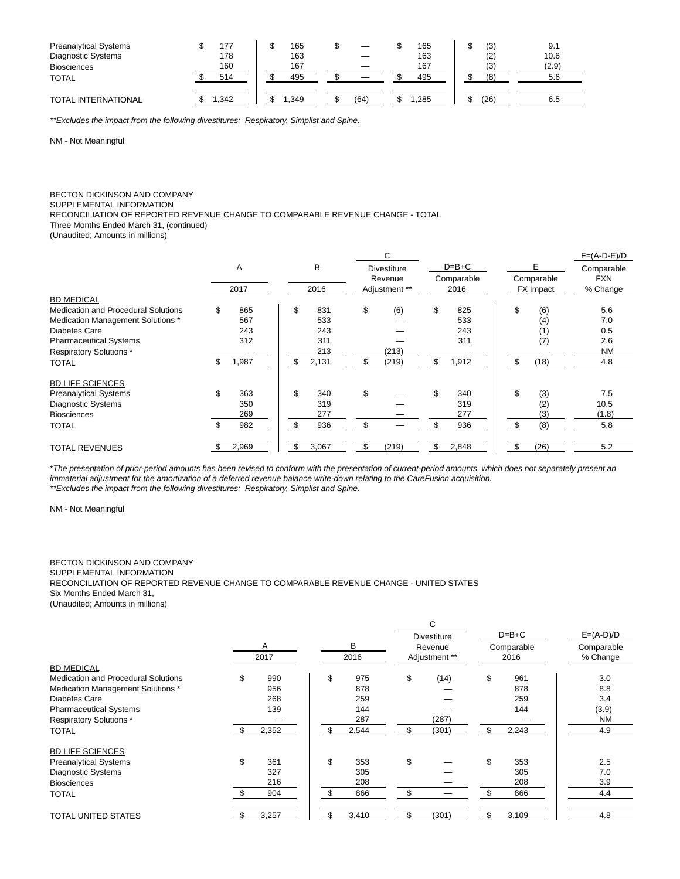| | | | | | |
|---|---|---|---|---|---|
| Preanalytical Systems | $ 177 | $ 165 | $ — | $ 165 | $ (3) | 9.1 |
| Diagnostic Systems | 178 | 163 | — | 163 | (2) | 10.6 |
| Biosciences | 160 | 167 | — | 167 | (3) | (2.9) |
| TOTAL | $ 514 | $ 495 | $ — | $ 495 | $ (8) | 5.6 |
| | | | | | | |
| TOTAL INTERNATIONAL | $ 1,342 | $ 1,349 | $ (64) | $ 1,285 | $ (26) | 6.5 |

*\*\*Excludes the impact from the following divestitures: Respiratory, Simplist and Spine.*

NM - Not Meaningful

BECTON DICKINSON AND COMPANY
SUPPLEMENTAL INFORMATION
RECONCILIATION OF REPORTED REVENUE CHANGE TO COMPARABLE REVENUE CHANGE - TOTAL
Three Months Ended March 31, (continued)
(Unaudited; Amounts in millions)

| | A | B | C | D=B+C | E | F=(A-D-E)/D |
|---|---|---|---|---|---|---|
| | 2017 | 2016 | Divestiture Revenue Adjustment ** | Comparable 2016 | Comparable FX Impact | Comparable FXN % Change |
| BD MEDICAL | | | | | | |
| Medication and Procedural Solutions | $ 865 | $ 831 | $ (6) | $ 825 | $ (6) | 5.6 |
| Medication Management Solutions * | 567 | 533 | — | 533 | (4) | 7.0 |
| Diabetes Care | 243 | 243 | — | 243 | (1) | 0.5 |
| Pharmaceutical Systems | 312 | 311 | — | 311 | (7) | 2.6 |
| Respiratory Solutions * | — | 213 | (213) | — | — | NM |
| TOTAL | $ 1,987 | $ 2,131 | $ (219) | $ 1,912 | $ (18) | 4.8 |
| | | | | | | |
| BD LIFE SCIENCES | | | | | | |
| Preanalytical Systems | $ 363 | $ 340 | $ — | $ 340 | $ (3) | 7.5 |
| Diagnostic Systems | 350 | 319 | — | 319 | (2) | 10.5 |
| Biosciences | 269 | 277 | — | 277 | (3) | (1.8) |
| TOTAL | $ 982 | $ 936 | $ — | $ 936 | $ (8) | 5.8 |
| | | | | | | |
| TOTAL REVENUES | $ 2,969 | $ 3,067 | $ (219) | $ 2,848 | $ (26) | 5.2 |

\**The presentation of prior-period amounts has been revised to conform with the presentation of current-period amounts, which does not separately present an immaterial adjustment for the amortization of a deferred revenue balance write-down relating to the CareFusion acquisition.*
*\*\*Excludes the impact from the following divestitures: Respiratory, Simplist and Spine.*

NM - Not Meaningful

BECTON DICKINSON AND COMPANY
SUPPLEMENTAL INFORMATION
RECONCILIATION OF REPORTED REVENUE CHANGE TO COMPARABLE REVENUE CHANGE - UNITED STATES
Six Months Ended March 31,
(Unaudited; Amounts in millions)

| | A | B | C | D=B+C | E=(A-D)/D |
|---|---|---|---|---|---|
| | 2017 | 2016 | Divestiture Revenue Adjustment ** | Comparable 2016 | Comparable % Change |
| BD MEDICAL | | | | | |
| Medication and Procedural Solutions | $ 990 | $ 975 | $ (14) | $ 961 | 3.0 |
| Medication Management Solutions * | 956 | 878 | — | 878 | 8.8 |
| Diabetes Care | 268 | 259 | — | 259 | 3.4 |
| Pharmaceutical Systems | 139 | 144 | — | 144 | (3.9) |
| Respiratory Solutions * | — | 287 | (287) | — | NM |
| TOTAL | $ 2,352 | $ 2,544 | $ (301) | $ 2,243 | 4.9 |
| | | | | | |
| BD LIFE SCIENCES | | | | | |
| Preanalytical Systems | $ 361 | $ 353 | $ — | $ 353 | 2.5 |
| Diagnostic Systems | 327 | 305 | — | 305 | 7.0 |
| Biosciences | 216 | 208 | — | 208 | 3.9 |
| TOTAL | $ 904 | $ 866 | $ — | $ 866 | 4.4 |
| | | | | | |
| TOTAL UNITED STATES | $ 3,257 | $ 3,410 | $ (301) | $ 3,109 | 4.8 |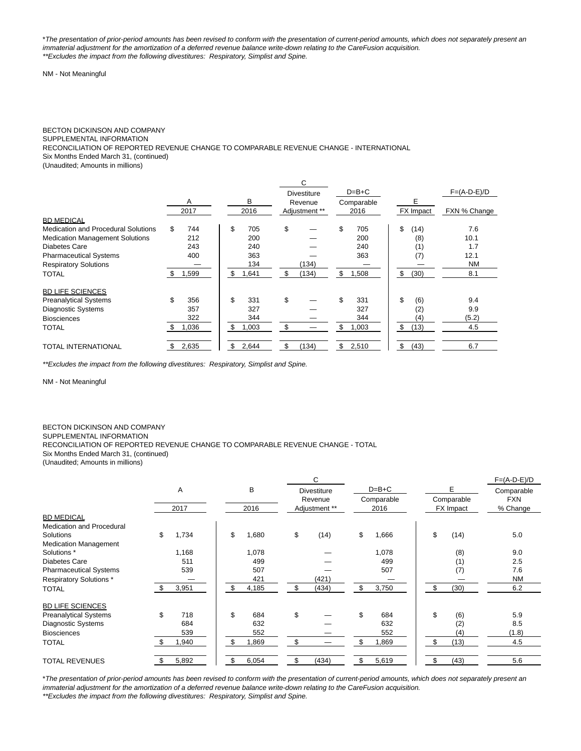*\*The presentation of prior-period amounts has been revised to conform with the presentation of current-period amounts, which does not separately present an immaterial adjustment for the amortization of a deferred revenue balance write-down relating to the CareFusion acquisition.*
*\*\*Excludes the impact from the following divestitures: Respiratory, Simplist and Spine.*

NM - Not Meaningful

BECTON DICKINSON AND COMPANY
SUPPLEMENTAL INFORMATION
RECONCILIATION OF REPORTED REVENUE CHANGE TO COMPARABLE REVENUE CHANGE - INTERNATIONAL
Six Months Ended March 31, (continued)
(Unaudited; Amounts in millions)

| | A | B | C | D=B+C | E | F=(A-D-E)/D |
|---|---|---|---|---|---|---|
| | 2017 | 2016 | Divestiture Revenue Adjustment ** | Comparable 2016 | FX Impact | FXN % Change |
| BD MEDICAL | | | | | | |
| Medication and Procedural Solutions | $ 744 | $ 705 | $ — | $ 705 | $ (14) | 7.6 |
| Medication Management Solutions | 212 | 200 | — | 200 | (8) | 10.1 |
| Diabetes Care | 243 | 240 | — | 240 | (1) | 1.7 |
| Pharmaceutical Systems | 400 | 363 | — | 363 | (7) | 12.1 |
| Respiratory Solutions | — | 134 | (134) | — | — | NM |
| TOTAL | $ 1,599 | $ 1,641 | $ (134) | $ 1,508 | $ (30) | 8.1 |
| BD LIFE SCIENCES | | | | | | |
| Preanalytical Systems | $ 356 | $ 331 | $ — | $ 331 | $ (6) | 9.4 |
| Diagnostic Systems | 357 | 327 | — | 327 | (2) | 9.9 |
| Biosciences | 322 | 344 | — | 344 | (4) | (5.2) |
| TOTAL | $ 1,036 | $ 1,003 | $ — | $ 1,003 | $ (13) | 4.5 |
| TOTAL INTERNATIONAL | $ 2,635 | $ 2,644 | $ (134) | $ 2,510 | $ (43) | 6.7 |

*\*\*Excludes the impact from the following divestitures: Respiratory, Simplist and Spine.*

NM - Not Meaningful

BECTON DICKINSON AND COMPANY
SUPPLEMENTAL INFORMATION
RECONCILIATION OF REPORTED REVENUE CHANGE TO COMPARABLE REVENUE CHANGE - TOTAL
Six Months Ended March 31, (continued)
(Unaudited; Amounts in millions)

| | A | B | C | D=B+C | E | F=(A-D-E)/D |
|---|---|---|---|---|---|---|
| | 2017 | 2016 | Divestiture Revenue Adjustment ** | Comparable 2016 | Comparable FX Impact | Comparable FXN % Change |
| BD MEDICAL | | | | | | |
| Medication and Procedural Solutions | $ 1,734 | $ 1,680 | $ (14) | $ 1,666 | $ (14) | 5.0 |
| Medication Management Solutions * | 1,168 | 1,078 | — | 1,078 | (8) | 9.0 |
| Diabetes Care | 511 | 499 | — | 499 | (1) | 2.5 |
| Pharmaceutical Systems | 539 | 507 | — | 507 | (7) | 7.6 |
| Respiratory Solutions * | — | 421 | (421) | — | — | NM |
| TOTAL | $ 3,951 | $ 4,185 | $ (434) | $ 3,750 | $ (30) | 6.2 |
| BD LIFE SCIENCES | | | | | | |
| Preanalytical Systems | $ 718 | $ 684 | $ — | $ 684 | $ (6) | 5.9 |
| Diagnostic Systems | 684 | 632 | — | 632 | (2) | 8.5 |
| Biosciences | 539 | 552 | — | 552 | (4) | (1.8) |
| TOTAL | $ 1,940 | $ 1,869 | $ — | $ 1,869 | $ (13) | 4.5 |
| TOTAL REVENUES | $ 5,892 | $ 6,054 | $ (434) | $ 5,619 | $ (43) | 5.6 |

*\*The presentation of prior-period amounts has been revised to conform with the presentation of current-period amounts, which does not separately present an immaterial adjustment for the amortization of a deferred revenue balance write-down relating to the CareFusion acquisition.*
*\*\*Excludes the impact from the following divestitures: Respiratory, Simplist and Spine.*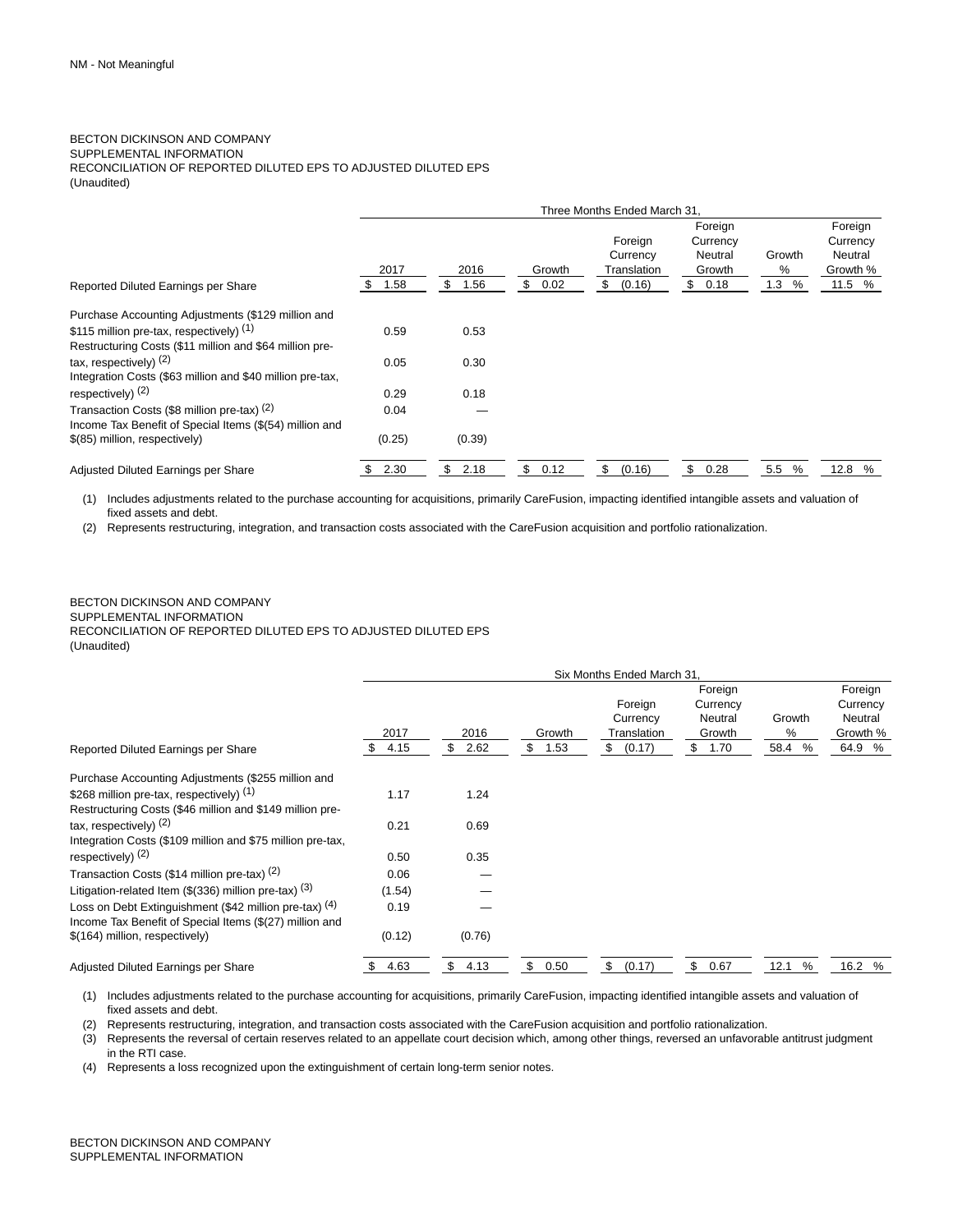NM - Not Meaningful

BECTON DICKINSON AND COMPANY
SUPPLEMENTAL INFORMATION
RECONCILIATION OF REPORTED DILUTED EPS TO ADJUSTED DILUTED EPS
(Unaudited)

| | Three Months Ended March 31, | | | | | | |
|---|---|---|---|---|---|---|---|
| | 2017 | 2016 | Growth | Foreign Currency Translation | Foreign Currency Neutral Growth | Growth % | Foreign Currency Neutral Growth % |
| Reported Diluted Earnings per Share | $ 1.58 | $ 1.56 | $ 0.02 | $ (0.16) | $ 0.18 | 1.3 % | 11.5 % |
| Purchase Accounting Adjustments ($129 million and $115 million pre-tax, respectively) (1) | 0.59 | 0.53 | | | | | |
| Restructuring Costs ($11 million and $64 million pre-tax, respectively) (2) | 0.05 | 0.30 | | | | | |
| Integration Costs ($63 million and $40 million pre-tax, respectively) (2) | 0.29 | 0.18 | | | | | |
| Transaction Costs ($8 million pre-tax) (2) | 0.04 | — | | | | | |
| Income Tax Benefit of Special Items ($(54) million and $(85) million, respectively) | (0.25) | (0.39) | | | | | |
| Adjusted Diluted Earnings per Share | $ 2.30 | $ 2.18 | $ 0.12 | $ (0.16) | $ 0.28 | 5.5 % | 12.8 % |

(1) Includes adjustments related to the purchase accounting for acquisitions, primarily CareFusion, impacting identified intangible assets and valuation of fixed assets and debt.

(2) Represents restructuring, integration, and transaction costs associated with the CareFusion acquisition and portfolio rationalization.

BECTON DICKINSON AND COMPANY
SUPPLEMENTAL INFORMATION
RECONCILIATION OF REPORTED DILUTED EPS TO ADJUSTED DILUTED EPS
(Unaudited)

| | Six Months Ended March 31, | | | | | | |
|---|---|---|---|---|---|---|---|
| | 2017 | 2016 | Growth | Foreign Currency Translation | Foreign Currency Neutral Growth | Growth % | Foreign Currency Neutral Growth % |
| Reported Diluted Earnings per Share | $ 4.15 | $ 2.62 | $ 1.53 | $ (0.17) | $ 1.70 | 58.4 % | 64.9 % |
| Purchase Accounting Adjustments ($255 million and $268 million pre-tax, respectively) (1) | 1.17 | 1.24 | | | | | |
| Restructuring Costs ($46 million and $149 million pre-tax, respectively) (2) | 0.21 | 0.69 | | | | | |
| Integration Costs ($109 million and $75 million pre-tax, respectively) (2) | 0.50 | 0.35 | | | | | |
| Transaction Costs ($14 million pre-tax) (2) | 0.06 | — | | | | | |
| Litigation-related Item ($(336) million pre-tax) (3) | (1.54) | — | | | | | |
| Loss on Debt Extinguishment ($42 million pre-tax) (4) | 0.19 | — | | | | | |
| Income Tax Benefit of Special Items ($(27) million and $(164) million, respectively) | (0.12) | (0.76) | | | | | |
| Adjusted Diluted Earnings per Share | $ 4.63 | $ 4.13 | $ 0.50 | $ (0.17) | $ 0.67 | 12.1 % | 16.2 % |

(1) Includes adjustments related to the purchase accounting for acquisitions, primarily CareFusion, impacting identified intangible assets and valuation of fixed assets and debt.

(2) Represents restructuring, integration, and transaction costs associated with the CareFusion acquisition and portfolio rationalization.

(3) Represents the reversal of certain reserves related to an appellate court decision which, among other things, reversed an unfavorable antitrust judgment in the RTI case.

(4) Represents a loss recognized upon the extinguishment of certain long-term senior notes.

BECTON DICKINSON AND COMPANY
SUPPLEMENTAL INFORMATION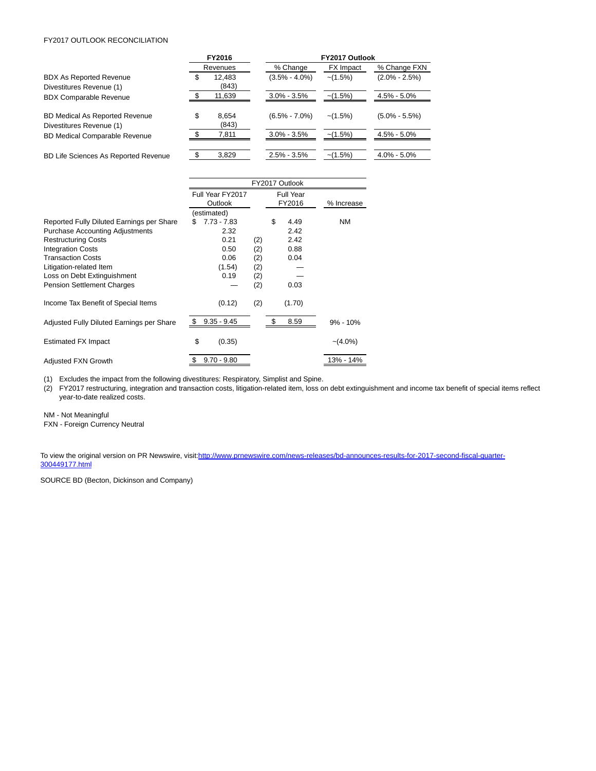FY2017 OUTLOOK RECONCILIATION

| | FY2016 | FY2017 Outlook | | |
|---|---|---|---|---|
| | Revenues | % Change | FX Impact | % Change FXN |
| BDX As Reported Revenue | $ 12,483 | (3.5% - 4.0%) | ~(1.5%) | (2.0% - 2.5%) |
| Divestitures Revenue (1) | (843) | | | |
| BDX Comparable Revenue | $ 11,639 | 3.0% - 3.5% | ~(1.5%) | 4.5% - 5.0% |
| | | | | |
| BD Medical As Reported Revenue | $ 8,654 | (6.5% - 7.0%) | ~(1.5%) | (5.0% - 5.5%) |
| Divestitures Revenue (1) | (843) | | | |
| BD Medical Comparable Revenue | $ 7,811 | 3.0% - 3.5% | ~(1.5%) | 4.5% - 5.0% |
| | | | | |
| BD Life Sciences As Reported Revenue | $ 3,829 | 2.5% - 3.5% | ~(1.5%) | 4.0% - 5.0% |

| | FY2017 Outlook | | | |
|---|---|---|---|---|
| | Full Year FY2017 Outlook | | Full Year FY2016 | % Increase |
| | (estimated) | | | |
| Reported Fully Diluted Earnings per Share | $ 7.73 - 7.83 | | $ 4.49 | NM |
| Purchase Accounting Adjustments | 2.32 | | 2.42 | |
| Restructuring Costs | 0.21 | (2) | 2.42 | |
| Integration Costs | 0.50 | (2) | 0.88 | |
| Transaction Costs | 0.06 | (2) | 0.04 | |
| Litigation-related Item | (1.54) | (2) | — | |
| Loss on Debt Extinguishment | 0.19 | (2) | — | |
| Pension Settlement Charges | — | (2) | 0.03 | |
| | | | | |
| Income Tax Benefit of Special Items | (0.12) | (2) | (1.70) | |
| | | | | |
| Adjusted Fully Diluted Earnings per Share | $ 9.35 - 9.45 | | $ 8.59 | 9% - 10% |
| | | | | |
| Estimated FX Impact | $ (0.35) | | | ~(4.0%) |
| | | | | |
| Adjusted FXN Growth | $ 9.70 - 9.80 | | | 13% - 14% |

(1) Excludes the impact from the following divestitures: Respiratory, Simplist and Spine.

(2) FY2017 restructuring, integration and transaction costs, litigation-related item, loss on debt extinguishment and income tax benefit of special items reflect year-to-date realized costs.

NM - Not Meaningful

FXN - Foreign Currency Neutral

To view the original version on PR Newswire, visit:http://www.prnewswire.com/news-releases/bd-announces-results-for-2017-second-fiscal-quarter-300449177.html

SOURCE BD (Becton, Dickinson and Company)